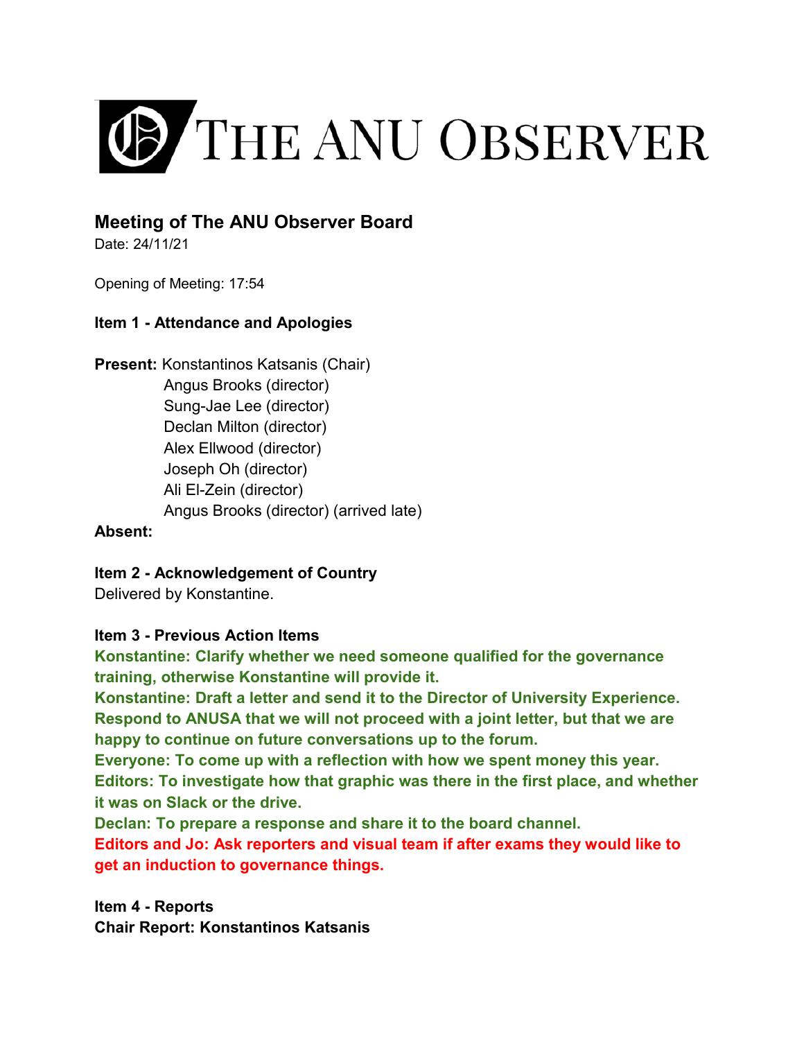# THE ANU OBSERVER

## Meeting of The ANU Observer Board

Date: 24/11/21

Opening of Meeting: 17:54

**Item 1 - Attendance and Apologies**

**Present:** Konstantinos Katsanis (Chair)
Angus Brooks (director)
Sung-Jae Lee (director)
Declan Milton (director)
Alex Ellwood (director)
Joseph Oh (director)
Ali El-Zein (director)
Angus Brooks (director) (arrived late)

**Absent:**

**Item 2 - Acknowledgement of Country**

Delivered by Konstantine.

**Item 3 - Previous Action Items**

**Konstantine: Clarify whether we need someone qualified for the governance training, otherwise Konstantine will provide it.**
**Konstantine: Draft a letter and send it to the Director of University Experience. Respond to ANUSA that we will not proceed with a joint letter, but that we are happy to continue on future conversations up to the forum.**
**Everyone: To come up with a reflection with how we spent money this year.**
**Editors: To investigate how that graphic was there in the first place, and whether it was on Slack or the drive.**
**Declan: To prepare a response and share it to the board channel.**
**Editors and Jo: Ask reporters and visual team if after exams they would like to get an induction to governance things.**

**Item 4 - Reports**

**Chair Report: Konstantinos Katsanis**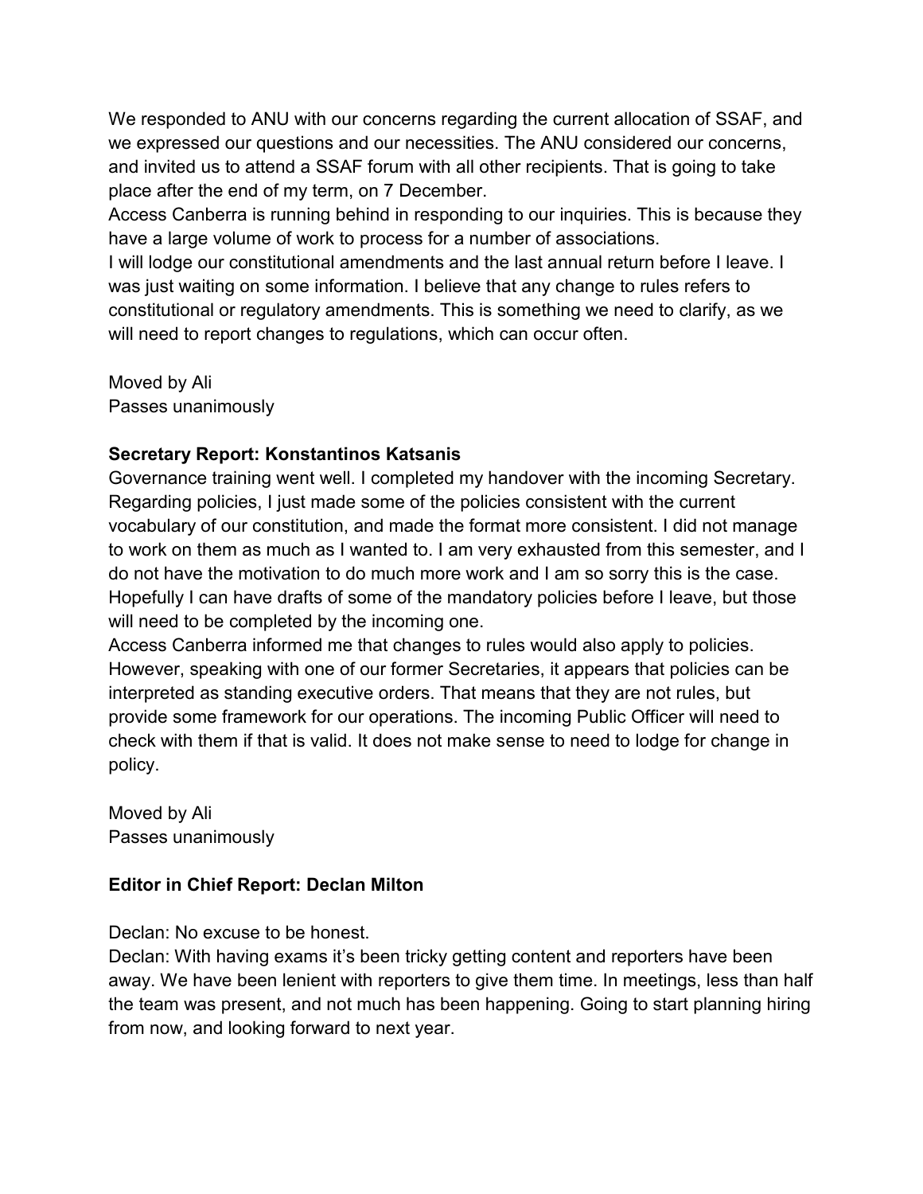We responded to ANU with our concerns regarding the current allocation of SSAF, and we expressed our questions and our necessities. The ANU considered our concerns, and invited us to attend a SSAF forum with all other recipients. That is going to take place after the end of my term, on 7 December.
Access Canberra is running behind in responding to our inquiries. This is because they have a large volume of work to process for a number of associations.
I will lodge our constitutional amendments and the last annual return before I leave. I was just waiting on some information. I believe that any change to rules refers to constitutional or regulatory amendments. This is something we need to clarify, as we will need to report changes to regulations, which can occur often.

Moved by Ali
Passes unanimously

**Secretary Report: Konstantinos Katsanis**

Governance training went well. I completed my handover with the incoming Secretary. Regarding policies, I just made some of the policies consistent with the current vocabulary of our constitution, and made the format more consistent. I did not manage to work on them as much as I wanted to. I am very exhausted from this semester, and I do not have the motivation to do much more work and I am so sorry this is the case. Hopefully I can have drafts of some of the mandatory policies before I leave, but those will need to be completed by the incoming one.
Access Canberra informed me that changes to rules would also apply to policies. However, speaking with one of our former Secretaries, it appears that policies can be interpreted as standing executive orders. That means that they are not rules, but provide some framework for our operations. The incoming Public Officer will need to check with them if that is valid. It does not make sense to need to lodge for change in policy.

Moved by Ali
Passes unanimously

**Editor in Chief Report: Declan Milton**

Declan: No excuse to be honest.
Declan: With having exams it's been tricky getting content and reporters have been away. We have been lenient with reporters to give them time. In meetings, less than half the team was present, and not much has been happening. Going to start planning hiring from now, and looking forward to next year.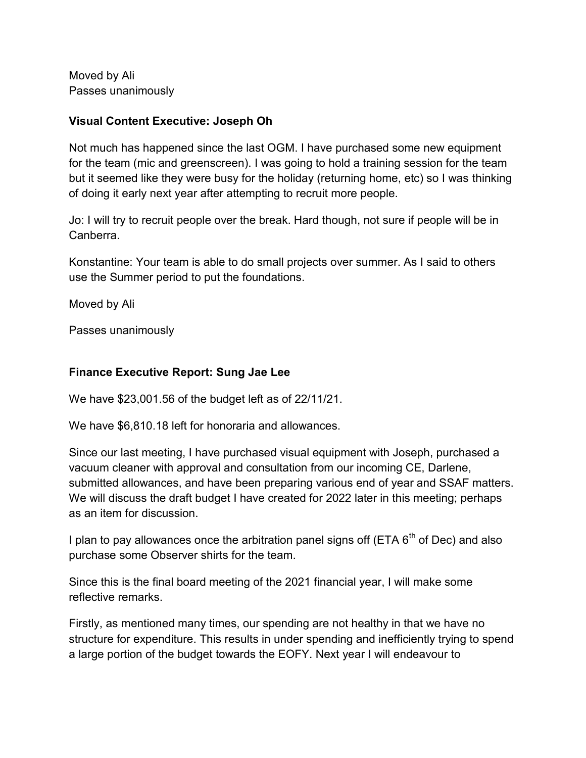Moved by Ali
Passes unanimously

**Visual Content Executive: Joseph Oh**

Not much has happened since the last OGM. I have purchased some new equipment for the team (mic and greenscreen). I was going to hold a training session for the team but it seemed like they were busy for the holiday (returning home, etc) so I was thinking of doing it early next year after attempting to recruit more people.

Jo: I will try to recruit people over the break. Hard though, not sure if people will be in Canberra.

Konstantine: Your team is able to do small projects over summer. As I said to others use the Summer period to put the foundations.

Moved by Ali

Passes unanimously

**Finance Executive Report: Sung Jae Lee**

We have $23,001.56 of the budget left as of 22/11/21.

We have $6,810.18 left for honoraria and allowances.

Since our last meeting, I have purchased visual equipment with Joseph, purchased a vacuum cleaner with approval and consultation from our incoming CE, Darlene, submitted allowances, and have been preparing various end of year and SSAF matters. We will discuss the draft budget I have created for 2022 later in this meeting; perhaps as an item for discussion.

I plan to pay allowances once the arbitration panel signs off (ETA 6th of Dec) and also purchase some Observer shirts for the team.

Since this is the final board meeting of the 2021 financial year, I will make some reflective remarks.

Firstly, as mentioned many times, our spending are not healthy in that we have no structure for expenditure. This results in under spending and inefficiently trying to spend a large portion of the budget towards the EOFY. Next year I will endeavour to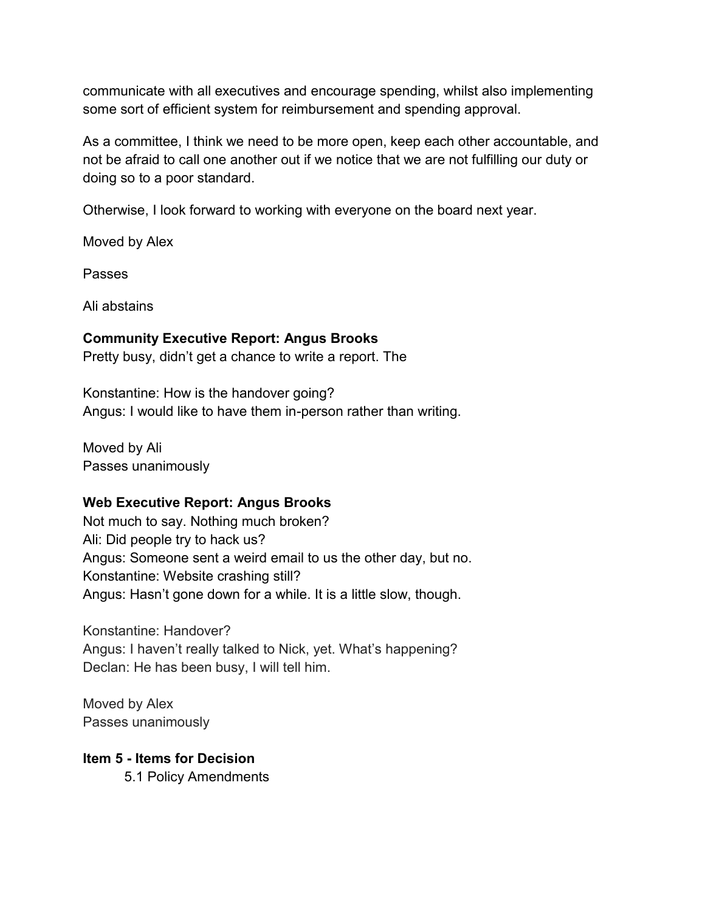communicate with all executives and encourage spending, whilst also implementing some sort of efficient system for reimbursement and spending approval.

As a committee, I think we need to be more open, keep each other accountable, and not be afraid to call one another out if we notice that we are not fulfilling our duty or doing so to a poor standard.

Otherwise, I look forward to working with everyone on the board next year.

Moved by Alex

Passes

Ali abstains

**Community Executive Report: Angus Brooks**
Pretty busy, didn't get a chance to write a report. The

Konstantine: How is the handover going?
Angus: I would like to have them in-person rather than writing.

Moved by Ali
Passes unanimously

**Web Executive Report: Angus Brooks**
Not much to say. Nothing much broken?
Ali: Did people try to hack us?
Angus: Someone sent a weird email to us the other day, but no.
Konstantine: Website crashing still?
Angus: Hasn't gone down for a while. It is a little slow, though.

Konstantine: Handover?
Angus: I haven't really talked to Nick, yet. What's happening?
Declan: He has been busy, I will tell him.

Moved by Alex
Passes unanimously

**Item 5 - Items for Decision**

5.1 Policy Amendments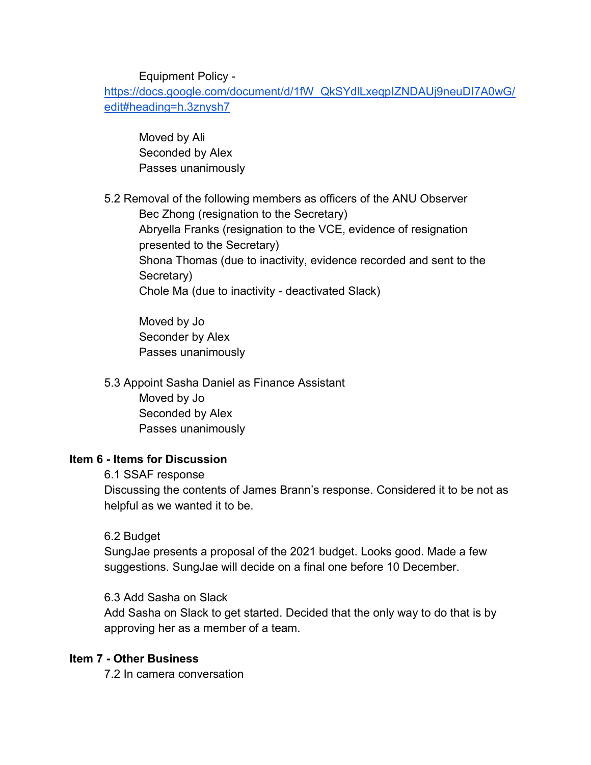Equipment Policy - [https://docs.google.com/document/d/1fW_QkSYdlLxeqpIZNDAUj9neuDI7A0wG/edit#heading=h.3znysh7](https://docs.google.com/document/d/1fW_QkSYdlLxeqpIZNDAUj9neuDI7A0wG/edit#heading=h.3znysh7)

Moved by Ali
Seconded by Alex
Passes unanimously

5.2 Removal of the following members as officers of the ANU Observer

Bec Zhong (resignation to the Secretary)
Abryella Franks (resignation to the VCE, evidence of resignation presented to the Secretary)
Shona Thomas (due to inactivity, evidence recorded and sent to the Secretary)
Chole Ma (due to inactivity - deactivated Slack)

Moved by Jo
Seconder by Alex
Passes unanimously

5.3 Appoint Sasha Daniel as Finance Assistant

Moved by Jo
Seconded by Alex
Passes unanimously

**Item 6 - Items for Discussion**

6.1 SSAF response

Discussing the contents of James Brann's response. Considered it to be not as helpful as we wanted it to be.

6.2 Budget

SungJae presents a proposal of the 2021 budget. Looks good. Made a few suggestions. SungJae will decide on a final one before 10 December.

6.3 Add Sasha on Slack

Add Sasha on Slack to get started. Decided that the only way to do that is by approving her as a member of a team.

**Item 7 - Other Business**

7.2 In camera conversation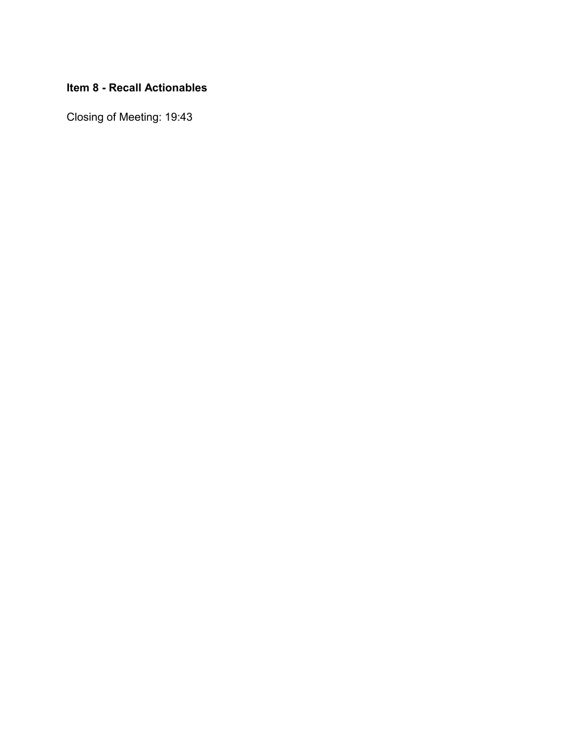**Item 8 - Recall Actionables**

Closing of Meeting: 19:43